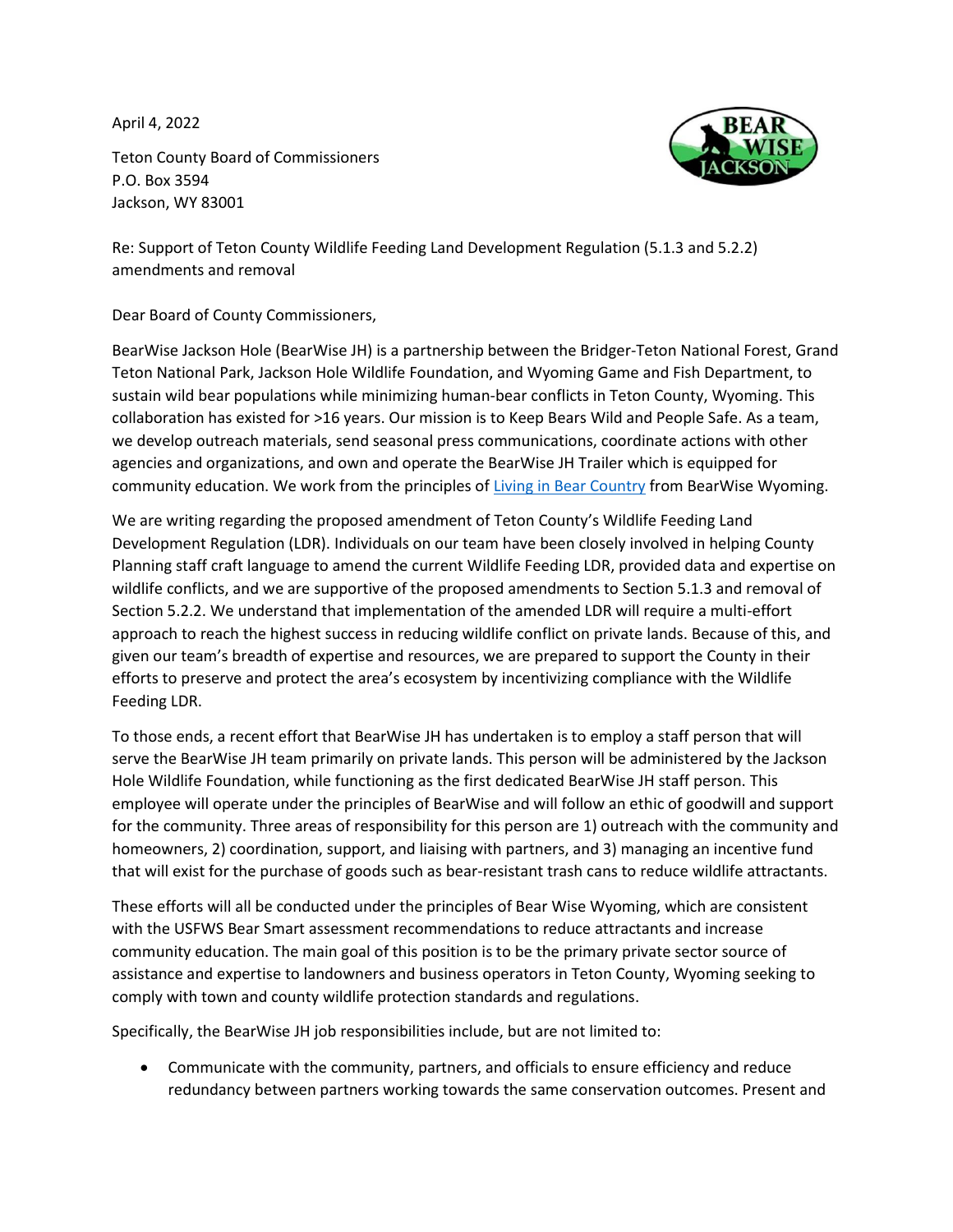April 4, 2022

Teton County Board of Commissioners
P.O. Box 3594
Jackson, WY 83001

Re: Support of Teton County Wildlife Feeding Land Development Regulation (5.1.3 and 5.2.2) amendments and removal

Dear Board of County Commissioners,

BearWise Jackson Hole (BearWise JH) is a partnership between the Bridger-Teton National Forest, Grand Teton National Park, Jackson Hole Wildlife Foundation, and Wyoming Game and Fish Department, to sustain wild bear populations while minimizing human-bear conflicts in Teton County, Wyoming. This collaboration has existed for >16 years. Our mission is to Keep Bears Wild and People Safe. As a team, we develop outreach materials, send seasonal press communications, coordinate actions with other agencies and organizations, and own and operate the BearWise JH Trailer which is equipped for community education. We work from the principles of [Living in Bear Country](#) from BearWise Wyoming.

We are writing regarding the proposed amendment of Teton County's Wildlife Feeding Land Development Regulation (LDR). Individuals on our team have been closely involved in helping County Planning staff craft language to amend the current Wildlife Feeding LDR, provided data and expertise on wildlife conflicts, and we are supportive of the proposed amendments to Section 5.1.3 and removal of Section 5.2.2. We understand that implementation of the amended LDR will require a multi-effort approach to reach the highest success in reducing wildlife conflict on private lands. Because of this, and given our team's breadth of expertise and resources, we are prepared to support the County in their efforts to preserve and protect the area's ecosystem by incentivizing compliance with the Wildlife Feeding LDR.

To those ends, a recent effort that BearWise JH has undertaken is to employ a staff person that will serve the BearWise JH team primarily on private lands. This person will be administered by the Jackson Hole Wildlife Foundation, while functioning as the first dedicated BearWise JH staff person. This employee will operate under the principles of BearWise and will follow an ethic of goodwill and support for the community. Three areas of responsibility for this person are 1) outreach with the community and homeowners, 2) coordination, support, and liaising with partners, and 3) managing an incentive fund that will exist for the purchase of goods such as bear-resistant trash cans to reduce wildlife attractants.

These efforts will all be conducted under the principles of Bear Wise Wyoming, which are consistent with the USFWS Bear Smart assessment recommendations to reduce attractants and increase community education. The main goal of this position is to be the primary private sector source of assistance and expertise to landowners and business operators in Teton County, Wyoming seeking to comply with town and county wildlife protection standards and regulations.

Specifically, the BearWise JH job responsibilities include, but are not limited to:

- Communicate with the community, partners, and officials to ensure efficiency and reduce redundancy between partners working towards the same conservation outcomes. Present and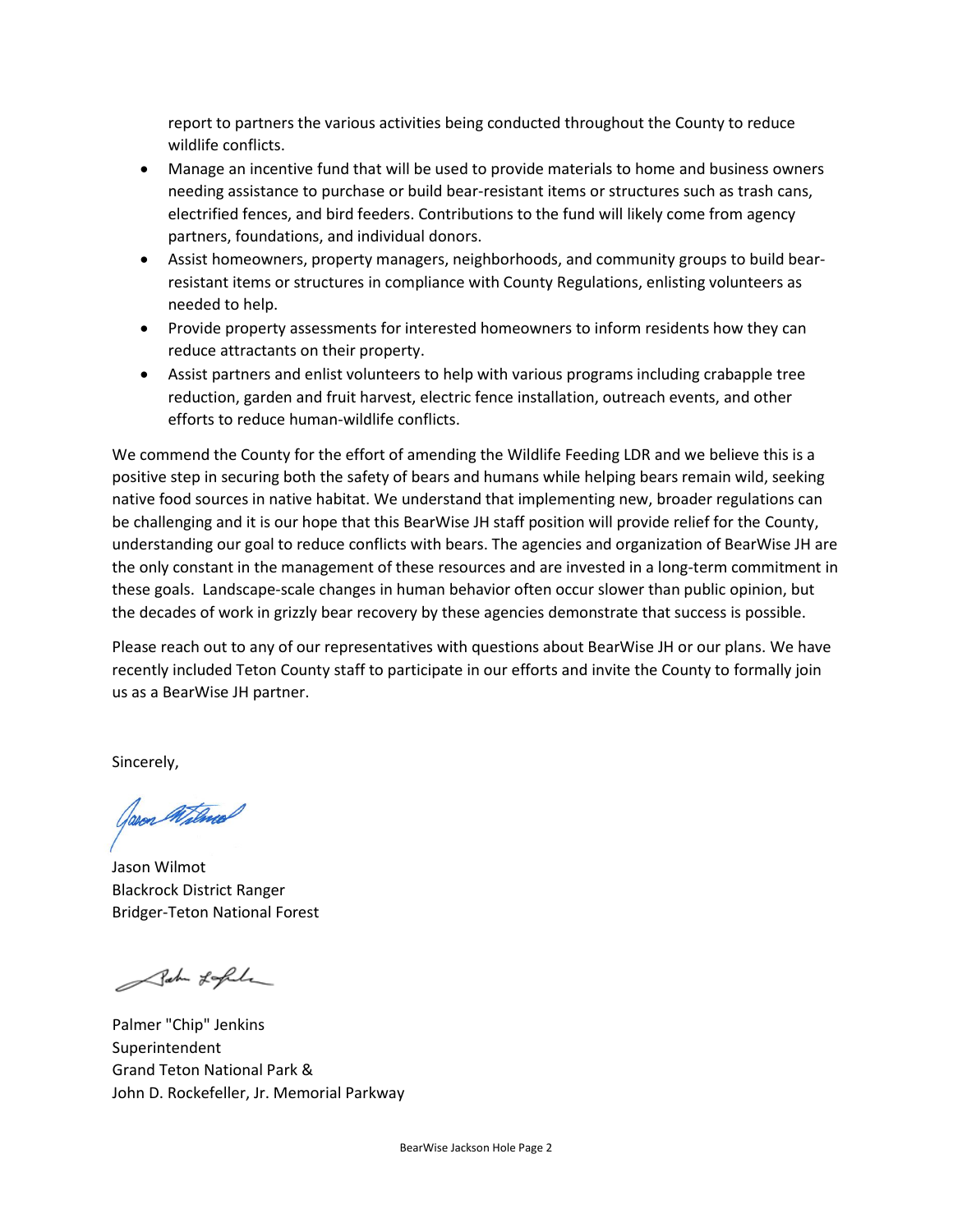report to partners the various activities being conducted throughout the County to reduce wildlife conflicts.

- Manage an incentive fund that will be used to provide materials to home and business owners needing assistance to purchase or build bear-resistant items or structures such as trash cans, electrified fences, and bird feeders. Contributions to the fund will likely come from agency partners, foundations, and individual donors.
- Assist homeowners, property managers, neighborhoods, and community groups to build bear-resistant items or structures in compliance with County Regulations, enlisting volunteers as needed to help.
- Provide property assessments for interested homeowners to inform residents how they can reduce attractants on their property.
- Assist partners and enlist volunteers to help with various programs including crabapple tree reduction, garden and fruit harvest, electric fence installation, outreach events, and other efforts to reduce human-wildlife conflicts.

We commend the County for the effort of amending the Wildlife Feeding LDR and we believe this is a positive step in securing both the safety of bears and humans while helping bears remain wild, seeking native food sources in native habitat. We understand that implementing new, broader regulations can be challenging and it is our hope that this BearWise JH staff position will provide relief for the County, understanding our goal to reduce conflicts with bears. The agencies and organization of BearWise JH are the only constant in the management of these resources and are invested in a long-term commitment in these goals. Landscape-scale changes in human behavior often occur slower than public opinion, but the decades of work in grizzly bear recovery by these agencies demonstrate that success is possible.

Please reach out to any of our representatives with questions about BearWise JH or our plans. We have recently included Teton County staff to participate in our efforts and invite the County to formally join us as a BearWise JH partner.

Sincerely,

Jason Wilmot
Blackrock District Ranger
Bridger-Teton National Forest

Palmer "Chip" Jenkins
Superintendent
Grand Teton National Park &
John D. Rockefeller, Jr. Memorial Parkway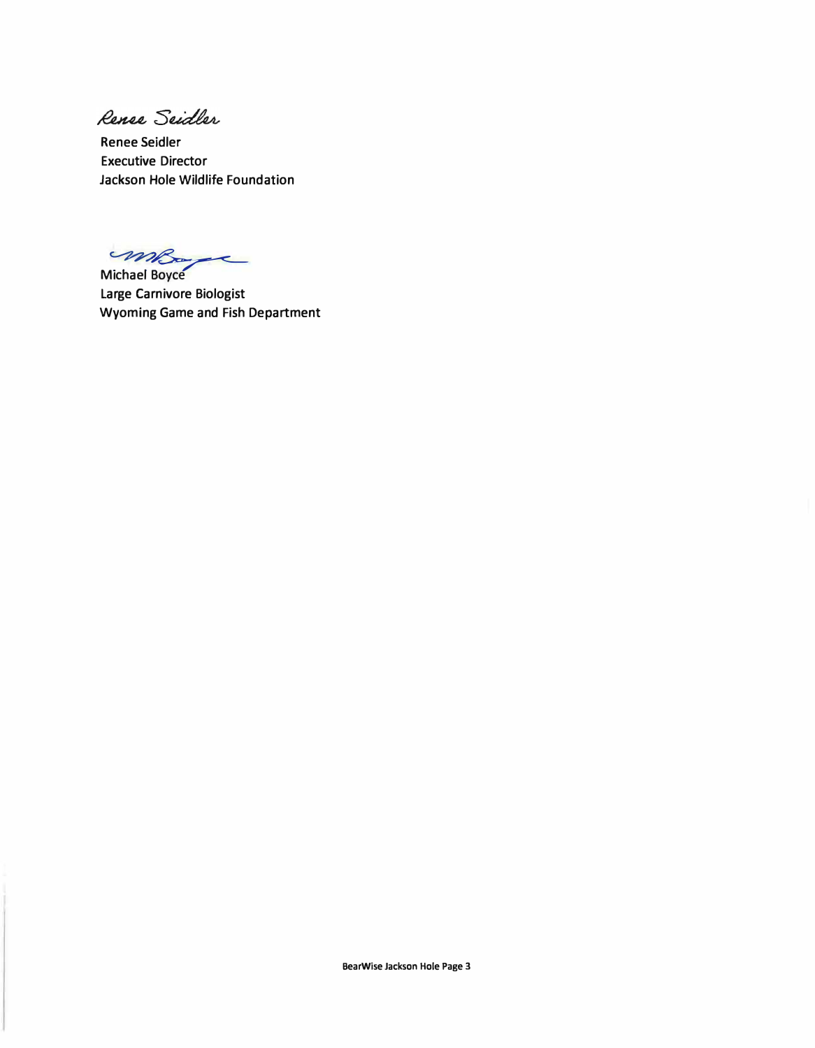*Renee Seidler*

Renee Seidler
Executive Director
Jackson Hole Wildlife Foundation

*MBoyce*

Michael Boyce
Large Carnivore Biologist
Wyoming Game and Fish Department